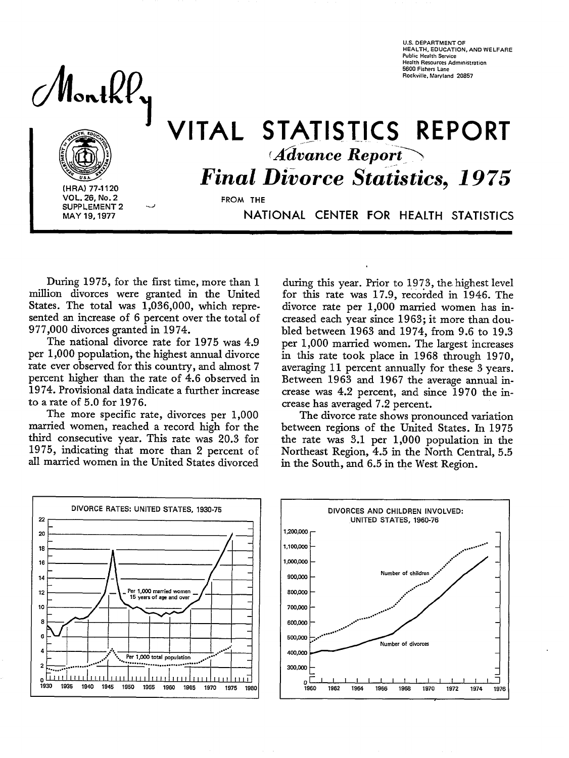U.S. DEPARTMENT OF HEALTH, EDUCATION, AND WELFARE
Public Health Service
Health Resources Administration
5600 Fishers Lane
Rockville, Maryland 20857

# Monthly VITAL STATISTICS REPORT

## *Advance Report*

## *Final Divorce Statistics, 1975*

FROM THE NATIONAL CENTER FOR HEALTH STATISTICS

(HRA) 77-1120
VOL. 26, No. 2
SUPPLEMENT 2
MAY 19, 1977

During 1975, for the first time, more than 1 million divorces were granted in the United States. The total was 1,036,000, which represented an increase of 6 percent over the total of 977,000 divorces granted in 1974.

The national divorce rate for 1975 was 4.9 per 1,000 population, the highest annual divorce rate ever observed for this country, and almost 7 percent higher than the rate of 4.6 observed in 1974. Provisional data indicate a further increase to a rate of 5.0 for 1976.

The more specific rate, divorces per 1,000 married women, reached a record high for the third consecutive year. This rate was 20.3 for 1975, indicating that more than 2 percent of all married women in the United States divorced during this year. Prior to 1973, the highest level for this rate was 17.9, recorded in 1946. The divorce rate per 1,000 married women has increased each year since 1963; it more than doubled between 1963 and 1974, from 9.6 to 19.3 per 1,000 married women. The largest increases in this rate took place in 1968 through 1970, averaging 11 percent annually for these 3 years. Between 1963 and 1967 the average annual increase was 4.2 percent, and since 1970 the increase has averaged 7.2 percent.

The divorce rate shows pronounced variation between regions of the United States. In 1975 the rate was 3.1 per 1,000 population in the Northeast Region, 4.5 in the North Central, 5.5 in the South, and 6.5 in the West Region.

DIVORCE RATES: UNITED STATES, 1930-75

DIVORCES AND CHILDREN INVOLVED: UNITED STATES, 1960-76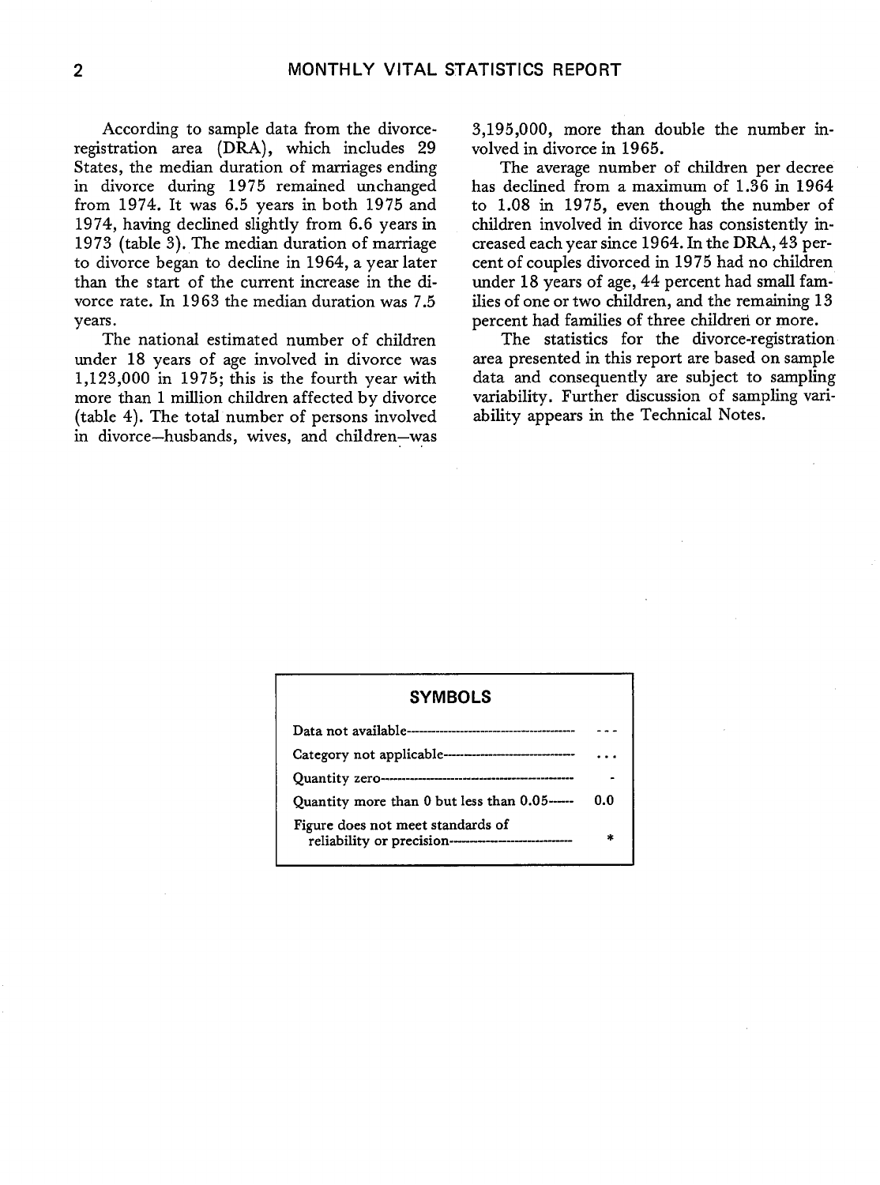According to sample data from the divorce-registration area (DRA), which includes 29 States, the median duration of marriages ending in divorce during 1975 remained unchanged from 1974. It was 6.5 years in both 1975 and 1974, having declined slightly from 6.6 years in 1973 (table 3). The median duration of marriage to divorce began to decline in 1964, a year later than the start of the current increase in the divorce rate. In 1963 the median duration was 7.5 years.

The national estimated number of children under 18 years of age involved in divorce was 1,123,000 in 1975; this is the fourth year with more than 1 million children affected by divorce (table 4). The total number of persons involved in divorce—husbands, wives, and children—was 3,195,000, more than double the number involved in divorce in 1965.

The average number of children per decree has declined from a maximum of 1.36 in 1964 to 1.08 in 1975, even though the number of children involved in divorce has consistently increased each year since 1964. In the DRA, 43 percent of couples divorced in 1975 had no children under 18 years of age, 44 percent had small families of one or two children, and the remaining 13 percent had families of three children or more.

The statistics for the divorce-registration area presented in this report are based on sample data and consequently are subject to sampling variability. Further discussion of sampling variability appears in the Technical Notes.

## SYMBOLS

| | |
|---|---|
| Data not available | --- |
| Category not applicable | . . . |
| Quantity zero | - |
| Quantity more than 0 but less than 0.05 | 0.0 |
| Figure does not meet standards of reliability or precision | * |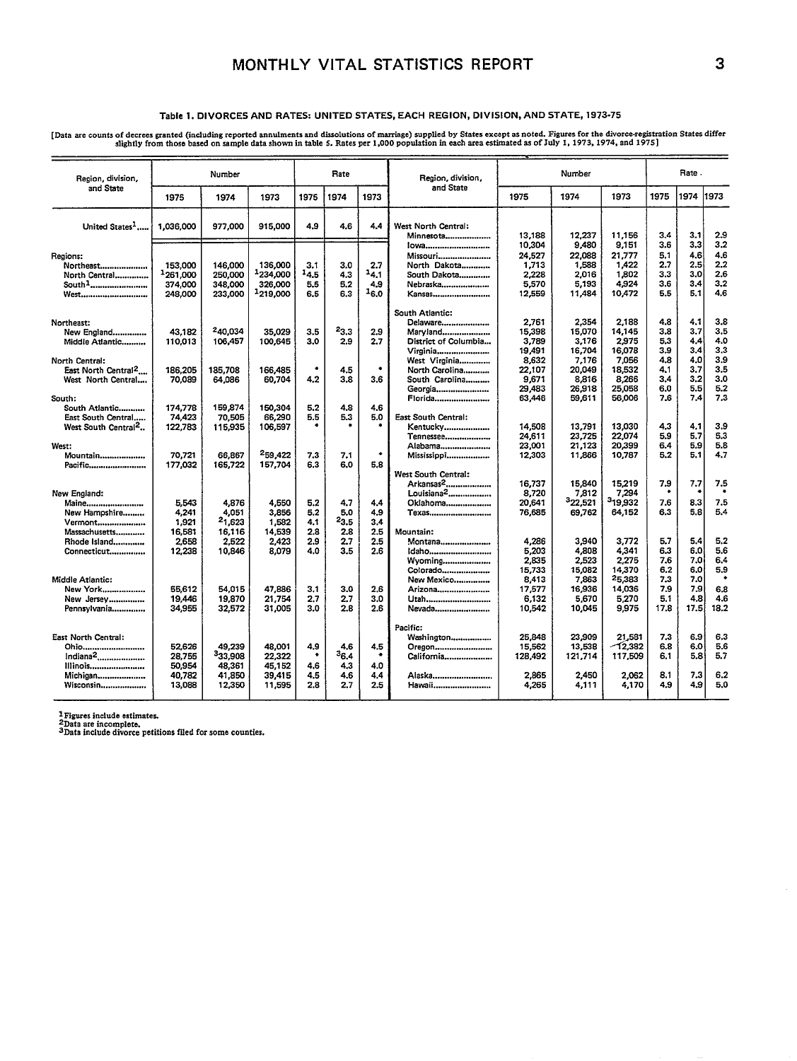**Table 1. DIVORCES AND RATES: UNITED STATES, EACH REGION, DIVISION, AND STATE, 1973-75**

[Data are counts of decrees granted (including reported annulments and dissolutions of marriage) supplied by States except as noted. Figures for the divorce-registration States differ slightly from those based on sample data shown in table 5. Rates per 1,000 population in each area estimated as of July 1, 1973, 1974, and 1975]

| Region, division, and State | Number | | | Rate | | |
|---|---|---|---|---|---|---|
| | 1975 | 1974 | 1973 | 1975 | 1974 | 1973 |
| United States[1] | 1,036,000 | 977,000 | 915,000 | 4.9 | 4.6 | 4.4 |
| **Regions:** | | | | | | |
| Northeast | 153,000 | 146,000 | 136,000 | 3.1 | 3.0 | 2.7 |
| North Central | [1]261,000 | 250,000 | [1]234,000 | [1]4.5 | 4.3 | [1]4.1 |
| South[1] | 374,000 | 348,000 | 326,000 | 5.5 | 5.2 | 4.9 |
| West | 248,000 | 233,000 | [1]219,000 | 6.5 | 6.3 | [1]6.0 |
| **Northeast:** | | | | | | |
| New England | 43,182 | [2]40,034 | 35,029 | 3.5 | [2]3.3 | 2.9 |
| Middle Atlantic | 110,013 | 106,457 | 100,645 | 3.0 | 2.9 | 2.7 |
| **North Central:** | | | | | | |
| East North Central[2] | 186,205 | 185,708 | 166,485 | * | 4.5 | * |
| West North Central | 70,089 | 64,086 | 60,704 | 4.2 | 3.8 | 3.6 |
| **South:** | | | | | | |
| South Atlantic | 174,778 | 159,874 | 150,304 | 5.2 | 4.8 | 4.6 |
| East South Central | 74,423 | 70,505 | 66,290 | 5.5 | 5.3 | 5.0 |
| West South Central[2] | 122,783 | 115,935 | 106,597 | * | * | * |
| **West:** | | | | | | |
| Mountain | 70,721 | 66,867 | [2]59,422 | 7.3 | 7.1 | * |
| Pacific | 177,032 | 165,722 | 157,704 | 6.3 | 6.0 | 5.8 |
| **New England:** | | | | | | |
| Maine | 5,543 | 4,876 | 4,550 | 5.2 | 4.7 | 4.4 |
| New Hampshire | 4,241 | 4,051 | 3,856 | 5.2 | 5.0 | 4.9 |
| Vermont | 1,921 | [2]1,623 | 1,582 | 4.1 | [2]3.5 | 3.4 |
| Massachusetts | 16,581 | 16,116 | 14,539 | 2.8 | 2.8 | 2.5 |
| Rhode Island | 2,658 | 2,522 | 2,423 | 2.9 | 2.7 | 2.5 |
| Connecticut | 12,238 | 10,846 | 8,079 | 4.0 | 3.5 | 2.6 |
| **Middle Atlantic:** | | | | | | |
| New York | 55,612 | 54,015 | 47,886 | 3.1 | 3.0 | 2.6 |
| New Jersey | 19,446 | 19,870 | 21,754 | 2.7 | 2.7 | 3.0 |
| Pennsylvania | 34,955 | 32,572 | 31,005 | 3.0 | 2.8 | 2.6 |
| **East North Central:** | | | | | | |
| Ohio | 52,626 | 49,239 | 48,001 | 4.9 | 4.6 | 4.5 |
| Indiana[2] | 28,755 | [3]33,908 | 22,322 | * | [3]6.4 | * |
| Illinois | 50,954 | 48,361 | 45,152 | 4.6 | 4.3 | 4.0 |
| Michigan | 40,782 | 41,850 | 39,415 | 4.5 | 4.6 | 4.4 |
| Wisconsin | 13,088 | 12,350 | 11,595 | 2.8 | 2.7 | 2.5 |
| **West North Central:** | | | | | | |
| Minnesota | 13,188 | 12,237 | 11,156 | 3.4 | 3.1 | 2.9 |
| Iowa | 10,304 | 9,480 | 9,151 | 3.6 | 3.3 | 3.2 |
| Missouri | 24,527 | 22,088 | 21,777 | 5.1 | 4.6 | 4.6 |
| North Dakota | 1,713 | 1,588 | 1,422 | 2.7 | 2.5 | 2.2 |
| South Dakota | 2,228 | 2,016 | 1,802 | 3.3 | 3.0 | 2.6 |
| Nebraska | 5,570 | 5,193 | 4,924 | 3.6 | 3.4 | 3.2 |
| Kansas | 12,559 | 11,484 | 10,472 | 5.5 | 5.1 | 4.6 |
| **South Atlantic:** | | | | | | |
| Delaware | 2,761 | 2,354 | 2,188 | 4.8 | 4.1 | 3.8 |
| Maryland | 15,398 | 15,070 | 14,145 | 3.8 | 3.7 | 3.5 |
| District of Columbia | 3,789 | 3,176 | 2,975 | 5.3 | 4.4 | 4.0 |
| Virginia | 19,491 | 16,704 | 16,078 | 3.9 | 3.4 | 3.3 |
| West Virginia | 8,632 | 7,176 | 7,056 | 4.8 | 4.0 | 3.9 |
| North Carolina | 22,107 | 20,049 | 18,532 | 4.1 | 3.7 | 3.5 |
| South Carolina | 9,671 | 8,816 | 8,266 | 3.4 | 3.2 | 3.0 |
| Georgia | 29,483 | 26,918 | 25,058 | 6.0 | 5.5 | 5.2 |
| Florida | 63,446 | 59,611 | 56,006 | 7.6 | 7.4 | 7.3 |
| **East South Central:** | | | | | | |
| Kentucky | 14,508 | 13,791 | 13,030 | 4.3 | 4.1 | 3.9 |
| Tennessee | 24,611 | 23,725 | 22,074 | 5.9 | 5.7 | 5.3 |
| Alabama | 23,001 | 21,123 | 20,399 | 6.4 | 5.9 | 5.8 |
| Mississippi | 12,303 | 11,866 | 10,787 | 5.2 | 5.1 | 4.7 |
| **West South Central:** | | | | | | |
| Arkansas[2] | 16,737 | 15,840 | 15,219 | 7.9 | 7.7 | 7.5 |
| Louisiana[2] | 8,720 | 7,812 | 7,294 | * | * | * |
| Oklahoma | 20,641 | [3]22,521 | [3]19,932 | 7.6 | 8.3 | 7.5 |
| Texas | 76,685 | 69,762 | 64,152 | 6.3 | 5.8 | 5.4 |
| **Mountain:** | | | | | | |
| Montana | 4,286 | 3,940 | 3,772 | 5.7 | 5.4 | 5.2 |
| Idaho | 5,203 | 4,808 | 4,341 | 6.3 | 6.0 | 5.6 |
| Wyoming | 2,835 | 2,523 | 2,275 | 7.6 | 7.0 | 6.4 |
| Colorado | 15,733 | 15,082 | 14,370 | 6.2 | 6.0 | 5.9 |
| New Mexico | 8,413 | 7,863 | [2]5,383 | 7.3 | 7.0 | * |
| Arizona | 17,577 | 16,936 | 14,036 | 7.9 | 7.9 | 6.8 |
| Utah | 6,132 | 5,670 | 5,270 | 5.1 | 4.8 | 4.6 |
| Nevada | 10,542 | 10,045 | 9,975 | 17.8 | 17.5 | 18.2 |
| **Pacific:** | | | | | | |
| Washington | 25,848 | 23,909 | 21,581 | 7.3 | 6.9 | 6.3 |
| Oregon | 15,562 | 13,538 | 12,382 | 6.8 | 6.0 | 5.6 |
| California | 128,492 | 121,714 | 117,509 | 6.1 | 5.8 | 5.7 |
| Alaska | 2,865 | 2,450 | 2,062 | 8.1 | 7.3 | 6.2 |
| Hawaii | 4,265 | 4,111 | 4,170 | 4.9 | 4.9 | 5.0 |

[1]Figures include estimates.
[2]Data are incomplete.
[3]Data include divorce petitions filed for some counties.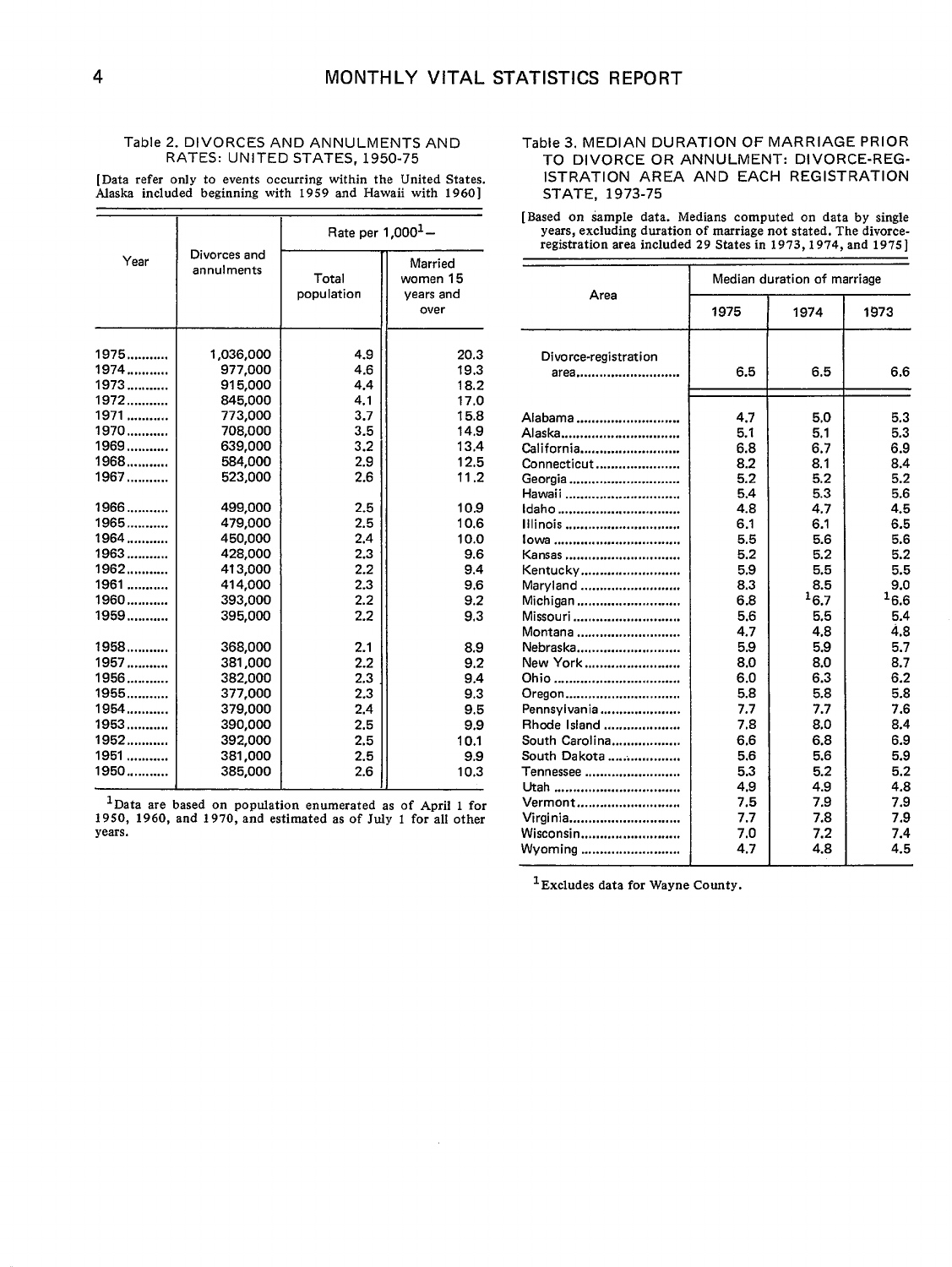### Table 2. DIVORCES AND ANNULMENTS AND RATES: UNITED STATES, 1950-75

[Data refer only to events occurring within the United States. Alaska included beginning with 1959 and Hawaii with 1960]

| Year | Divorces and annulments | Rate per 1,000[1]— | |
|---|---|---|---|
| | | Total population | Married women 15 years and over |
| 1975 | 1,036,000 | 4.9 | 20.3 |
| 1974 | 977,000 | 4.6 | 19.3 |
| 1973 | 915,000 | 4.4 | 18.2 |
| 1972 | 845,000 | 4.1 | 17.0 |
| 1971 | 773,000 | 3.7 | 15.8 |
| 1970 | 708,000 | 3.5 | 14.9 |
| 1969 | 639,000 | 3.2 | 13.4 |
| 1968 | 584,000 | 2.9 | 12.5 |
| 1967 | 523,000 | 2.6 | 11.2 |
| 1966 | 499,000 | 2.5 | 10.9 |
| 1965 | 479,000 | 2.5 | 10.6 |
| 1964 | 450,000 | 2.4 | 10.0 |
| 1963 | 428,000 | 2.3 | 9.6 |
| 1962 | 413,000 | 2.2 | 9.4 |
| 1961 | 414,000 | 2.3 | 9.6 |
| 1960 | 393,000 | 2.2 | 9.2 |
| 1959 | 395,000 | 2.2 | 9.3 |
| 1958 | 368,000 | 2.1 | 8.9 |
| 1957 | 381,000 | 2.2 | 9.2 |
| 1956 | 382,000 | 2.3 | 9.4 |
| 1955 | 377,000 | 2.3 | 9.3 |
| 1954 | 379,000 | 2.4 | 9.5 |
| 1953 | 390,000 | 2.5 | 9.9 |
| 1952 | 392,000 | 2.5 | 10.1 |
| 1951 | 381,000 | 2.5 | 9.9 |
| 1950 | 385,000 | 2.6 | 10.3 |

[1]Data are based on population enumerated as of April 1 for 1950, 1960, and 1970, and estimated as of July 1 for all other years.

### Table 3. MEDIAN DURATION OF MARRIAGE PRIOR TO DIVORCE OR ANNULMENT: DIVORCE-REGISTRATION AREA AND EACH REGISTRATION STATE, 1973-75

[Based on sample data. Medians computed on data by single years, excluding duration of marriage not stated. The divorce-registration area included 29 States in 1973, 1974, and 1975]

| Area | Median duration of marriage | | |
|---|---|---|---|
| | 1975 | 1974 | 1973 |
| Divorce-registration area | 6.5 | 6.5 | 6.6 |
| Alabama | 4.7 | 5.0 | 5.3 |
| Alaska | 5.1 | 5.1 | 5.3 |
| California | 6.8 | 6.7 | 6.9 |
| Connecticut | 8.2 | 8.1 | 8.4 |
| Georgia | 5.2 | 5.2 | 5.2 |
| Hawaii | 5.4 | 5.3 | 5.6 |
| Idaho | 4.8 | 4.7 | 4.5 |
| Illinois | 6.1 | 6.1 | 6.5 |
| Iowa | 5.5 | 5.6 | 5.6 |
| Kansas | 5.2 | 5.2 | 5.2 |
| Kentucky | 5.9 | 5.5 | 5.5 |
| Maryland | 8.3 | 8.5 | 9.0 |
| Michigan | 6.8 | [1]6.7 | [1]6.6 |
| Missouri | 5.6 | 5.5 | 5.4 |
| Montana | 4.7 | 4.8 | 4.8 |
| Nebraska | 5.9 | 5.9 | 5.7 |
| New York | 8.0 | 8.0 | 8.7 |
| Ohio | 6.0 | 6.3 | 6.2 |
| Oregon | 5.8 | 5.8 | 5.8 |
| Pennsylvania | 7.7 | 7.7 | 7.6 |
| Rhode Island | 7.8 | 8.0 | 8.4 |
| South Carolina | 6.6 | 6.8 | 6.9 |
| South Dakota | 5.6 | 5.6 | 5.9 |
| Tennessee | 5.3 | 5.2 | 5.2 |
| Utah | 4.9 | 4.9 | 4.8 |
| Vermont | 7.5 | 7.9 | 7.9 |
| Virginia | 7.7 | 7.8 | 7.9 |
| Wisconsin | 7.0 | 7.2 | 7.4 |
| Wyoming | 4.7 | 4.8 | 4.5 |

[1]Excludes data for Wayne County.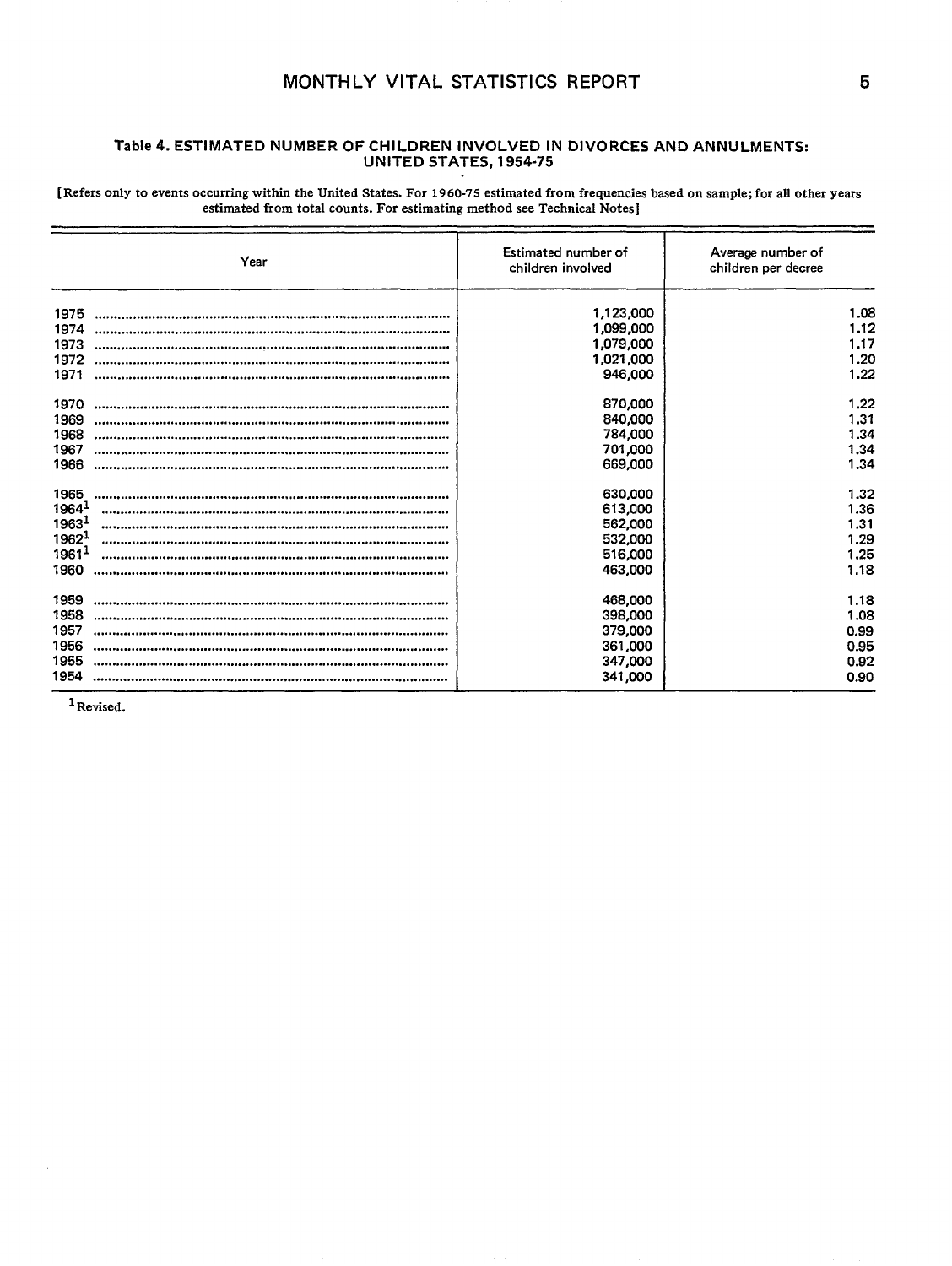**Table 4. ESTIMATED NUMBER OF CHILDREN INVOLVED IN DIVORCES AND ANNULMENTS: UNITED STATES, 1954-75**

[Refers only to events occurring within the United States. For 1960-75 estimated from frequencies based on sample; for all other years estimated from total counts. For estimating method see Technical Notes]

| Year | Estimated number of children involved | Average number of children per decree |
|---|---|---|
| 1975 | 1,123,000 | 1.08 |
| 1974 | 1,099,000 | 1.12 |
| 1973 | 1,079,000 | 1.17 |
| 1972 | 1,021,000 | 1.20 |
| 1971 | 946,000 | 1.22 |
| 1970 | 870,000 | 1.22 |
| 1969 | 840,000 | 1.31 |
| 1968 | 784,000 | 1.34 |
| 1967 | 701,000 | 1.34 |
| 1966 | 669,000 | 1.34 |
| 1965 | 630,000 | 1.32 |
| 1964[1] | 613,000 | 1.36 |
| 1963[1] | 562,000 | 1.31 |
| 1962[1] | 532,000 | 1.29 |
| 1961[1] | 516,000 | 1.25 |
| 1960 | 463,000 | 1.18 |
| 1959 | 468,000 | 1.18 |
| 1958 | 398,000 | 1.08 |
| 1957 | 379,000 | 0.99 |
| 1956 | 361,000 | 0.95 |
| 1955 | 347,000 | 0.92 |
| 1954 | 341,000 | 0.90 |

[1] Revised.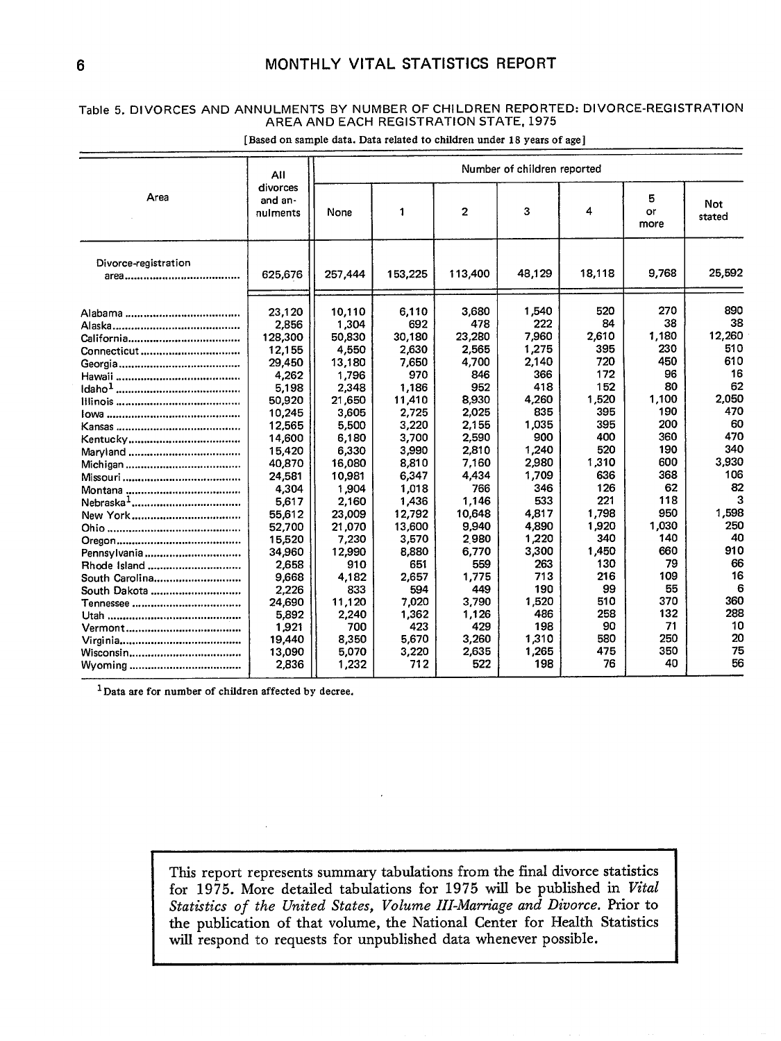Table 5. DIVORCES AND ANNULMENTS BY NUMBER OF CHILDREN REPORTED: DIVORCE-REGISTRATION AREA AND EACH REGISTRATION STATE, 1975

[Based on sample data. Data related to children under 18 years of age]

| Area | All divorces and annulments | Number of children reported | | | | | | |
|---|---|---|---|---|---|---|---|---|
| | | None | 1 | 2 | 3 | 4 | 5 or more | Not stated |
| Divorce-registration area | 625,676 | 257,444 | 153,225 | 113,400 | 48,129 | 18,118 | 9,768 | 25,592 |
| Alabama | 23,120 | 10,110 | 6,110 | 3,680 | 1,540 | 520 | 270 | 890 |
| Alaska | 2,856 | 1,304 | 692 | 478 | 222 | 84 | 38 | 38 |
| California | 128,300 | 50,830 | 30,180 | 23,280 | 7,960 | 2,610 | 1,180 | 12,260 |
| Connecticut | 12,155 | 4,550 | 2,630 | 2,565 | 1,275 | 395 | 230 | 510 |
| Georgia | 29,450 | 13,180 | 7,650 | 4,700 | 2,140 | 720 | 450 | 610 |
| Hawaii | 4,262 | 1,796 | 970 | 846 | 366 | 172 | 96 | 16 |
| Idaho[1] | 5,198 | 2,348 | 1,186 | 952 | 418 | 152 | 80 | 62 |
| Illinois | 50,920 | 21,650 | 11,410 | 8,930 | 4,260 | 1,520 | 1,100 | 2,050 |
| Iowa | 10,245 | 3,605 | 2,725 | 2,025 | 835 | 395 | 190 | 470 |
| Kansas | 12,565 | 5,500 | 3,220 | 2,155 | 1,035 | 395 | 200 | 60 |
| Kentucky | 14,600 | 6,180 | 3,700 | 2,590 | 900 | 400 | 360 | 470 |
| Maryland | 15,420 | 6,330 | 3,990 | 2,810 | 1,240 | 520 | 190 | 340 |
| Michigan | 40,870 | 16,080 | 8,810 | 7,160 | 2,980 | 1,310 | 600 | 3,930 |
| Missouri | 24,581 | 10,981 | 6,347 | 4,434 | 1,709 | 636 | 368 | 106 |
| Montana | 4,304 | 1,904 | 1,018 | 766 | 346 | 126 | 62 | 82 |
| Nebraska[1] | 5,617 | 2,160 | 1,436 | 1,146 | 533 | 221 | 118 | 3 |
| New York | 55,612 | 23,009 | 12,792 | 10,648 | 4,817 | 1,798 | 950 | 1,598 |
| Ohio | 52,700 | 21,070 | 13,600 | 9,940 | 4,890 | 1,920 | 1,030 | 250 |
| Oregon | 15,520 | 7,230 | 3,570 | 2,980 | 1,220 | 340 | 140 | 40 |
| Pennsylvania | 34,960 | 12,990 | 8,880 | 6,770 | 3,300 | 1,450 | 660 | 910 |
| Rhode Island | 2,658 | 910 | 651 | 559 | 263 | 130 | 79 | 66 |
| South Carolina | 9,668 | 4,182 | 2,657 | 1,775 | 713 | 216 | 109 | 16 |
| South Dakota | 2,226 | 833 | 594 | 449 | 190 | 99 | 55 | 6 |
| Tennessee | 24,690 | 11,120 | 7,020 | 3,790 | 1,520 | 510 | 370 | 360 |
| Utah | 5,892 | 2,240 | 1,362 | 1,126 | 486 | 258 | 132 | 288 |
| Vermont | 1,921 | 700 | 423 | 429 | 198 | 90 | 71 | 10 |
| Virginia | 19,440 | 8,350 | 5,670 | 3,260 | 1,310 | 580 | 250 | 20 |
| Wisconsin | 13,090 | 5,070 | 3,220 | 2,635 | 1,265 | 475 | 350 | 75 |
| Wyoming | 2,836 | 1,232 | 712 | 522 | 198 | 76 | 40 | 56 |

[1] Data are for number of children affected by decree.

This report represents summary tabulations from the final divorce statistics for 1975. More detailed tabulations for 1975 will be published in *Vital Statistics of the United States, Volume III-Marriage and Divorce.* Prior to the publication of that volume, the National Center for Health Statistics will respond to requests for unpublished data whenever possible.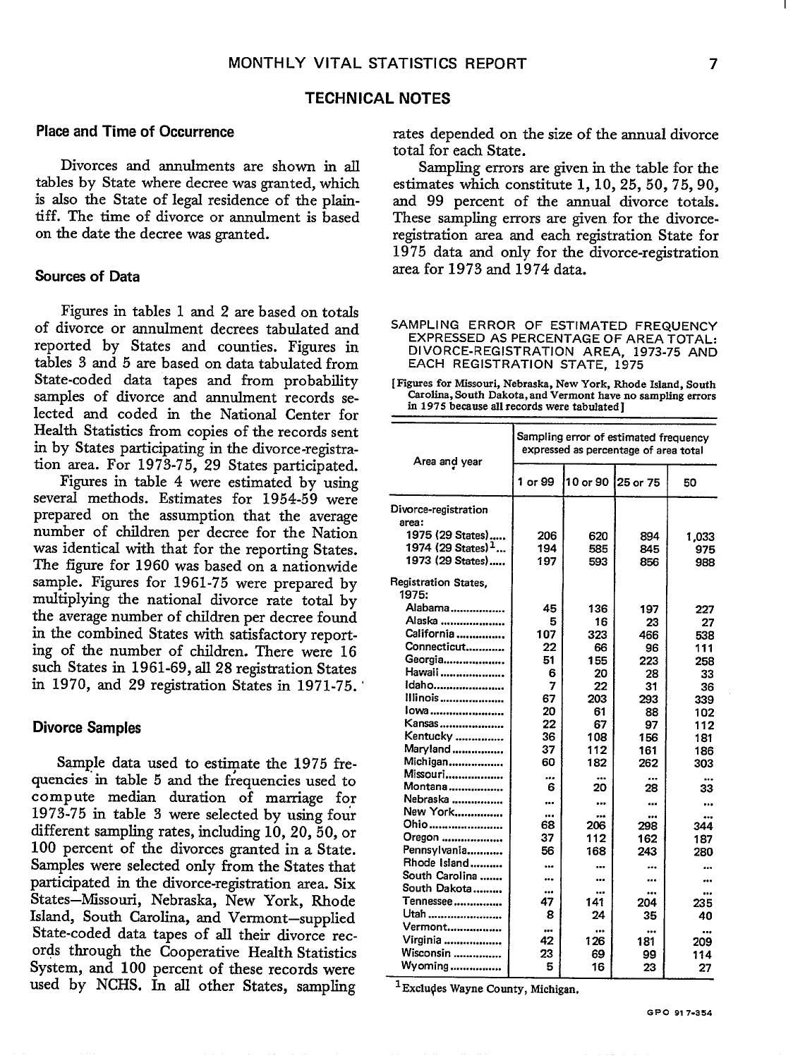## TECHNICAL NOTES

### Place and Time of Occurrence

Divorces and annulments are shown in all tables by State where decree was granted, which is also the State of legal residence of the plaintiff. The time of divorce or annulment is based on the date the decree was granted.

### Sources of Data

Figures in tables 1 and 2 are based on totals of divorce or annulment decrees tabulated and reported by States and counties. Figures in tables 3 and 5 are based on data tabulated from State-coded data tapes and from probability samples of divorce and annulment records selected and coded in the National Center for Health Statistics from copies of the records sent in by States participating in the divorce-registration area. For 1973-75, 29 States participated.

Figures in table 4 were estimated by using several methods. Estimates for 1954-59 were prepared on the assumption that the average number of children per decree for the Nation was identical with that for the reporting States. The figure for 1960 was based on a nationwide sample. Figures for 1961-75 were prepared by multiplying the national divorce rate total by the average number of children per decree found in the combined States with satisfactory reporting of the number of children. There were 16 such States in 1961-69, all 28 registration States in 1970, and 29 registration States in 1971-75.

### Divorce Samples

Sample data used to estimate the 1975 frequencies in table 5 and the frequencies used to compute median duration of marriage for 1973-75 in table 3 were selected by using four different sampling rates, including 10, 20, 50, or 100 percent of the divorces granted in a State. Samples were selected only from the States that participated in the divorce-registration area. Six States—Missouri, Nebraska, New York, Rhode Island, South Carolina, and Vermont—supplied State-coded data tapes of all their divorce records through the Cooperative Health Statistics System, and 100 percent of these records were used by NCHS. In all other States, sampling rates depended on the size of the annual divorce total for each State.

Sampling errors are given in the table for the estimates which constitute 1, 10, 25, 50, 75, 90, and 99 percent of the annual divorce totals. These sampling errors are given for the divorce-registration area and each registration State for 1975 data and only for the divorce-registration area for 1973 and 1974 data.

SAMPLING ERROR OF ESTIMATED FREQUENCY EXPRESSED AS PERCENTAGE OF AREA TOTAL: DIVORCE-REGISTRATION AREA, 1973-75 AND EACH REGISTRATION STATE, 1975

[Figures for Missouri, Nebraska, New York, Rhode Island, South Carolina, South Dakota, and Vermont have no sampling errors in 1975 because all records were tabulated]

| Area and year | Sampling error of estimated frequency expressed as percentage of area total | | | |
|---|---|---|---|---|
| | 1 or 99 | 10 or 90 | 25 or 75 | 50 |
| Divorce-registration area: | | | | |
| 1975 (29 States) | 206 | 620 | 894 | 1,033 |
| 1974 (29 States)[1] | 194 | 585 | 845 | 975 |
| 1973 (29 States) | 197 | 593 | 856 | 988 |
| Registration States, 1975: | | | | |
| Alabama | 45 | 136 | 197 | 227 |
| Alaska | 5 | 16 | 23 | 27 |
| California | 107 | 323 | 466 | 538 |
| Connecticut | 22 | 66 | 96 | 111 |
| Georgia | 51 | 155 | 223 | 258 |
| Hawaii | 6 | 20 | 28 | 33 |
| Idaho | 7 | 22 | 31 | 36 |
| Illinois | 67 | 203 | 293 | 339 |
| Iowa | 20 | 61 | 88 | 102 |
| Kansas | 22 | 67 | 97 | 112 |
| Kentucky | 36 | 108 | 156 | 181 |
| Maryland | 37 | 112 | 161 | 186 |
| Michigan | 60 | 182 | 262 | 303 |
| Missouri | ... | ... | ... | ... |
| Montana | 6 | 20 | 28 | 33 |
| Nebraska | ... | ... | ... | ... |
| New York | ... | ... | ... | ... |
| Ohio | 68 | 206 | 298 | 344 |
| Oregon | 37 | 112 | 162 | 187 |
| Pennsylvania | 56 | 168 | 243 | 280 |
| Rhode Island | ... | ... | ... | ... |
| South Carolina | ... | ... | ... | ... |
| South Dakota | ... | ... | ... | ... |
| Tennessee | 47 | 141 | 204 | 235 |
| Utah | 8 | 24 | 35 | 40 |
| Vermont | ... | ... | ... | ... |
| Virginia | 42 | 126 | 181 | 209 |
| Wisconsin | 23 | 69 | 99 | 114 |
| Wyoming | 5 | 16 | 23 | 27 |

[1] Excludes Wayne County, Michigan.

GPO 917-354